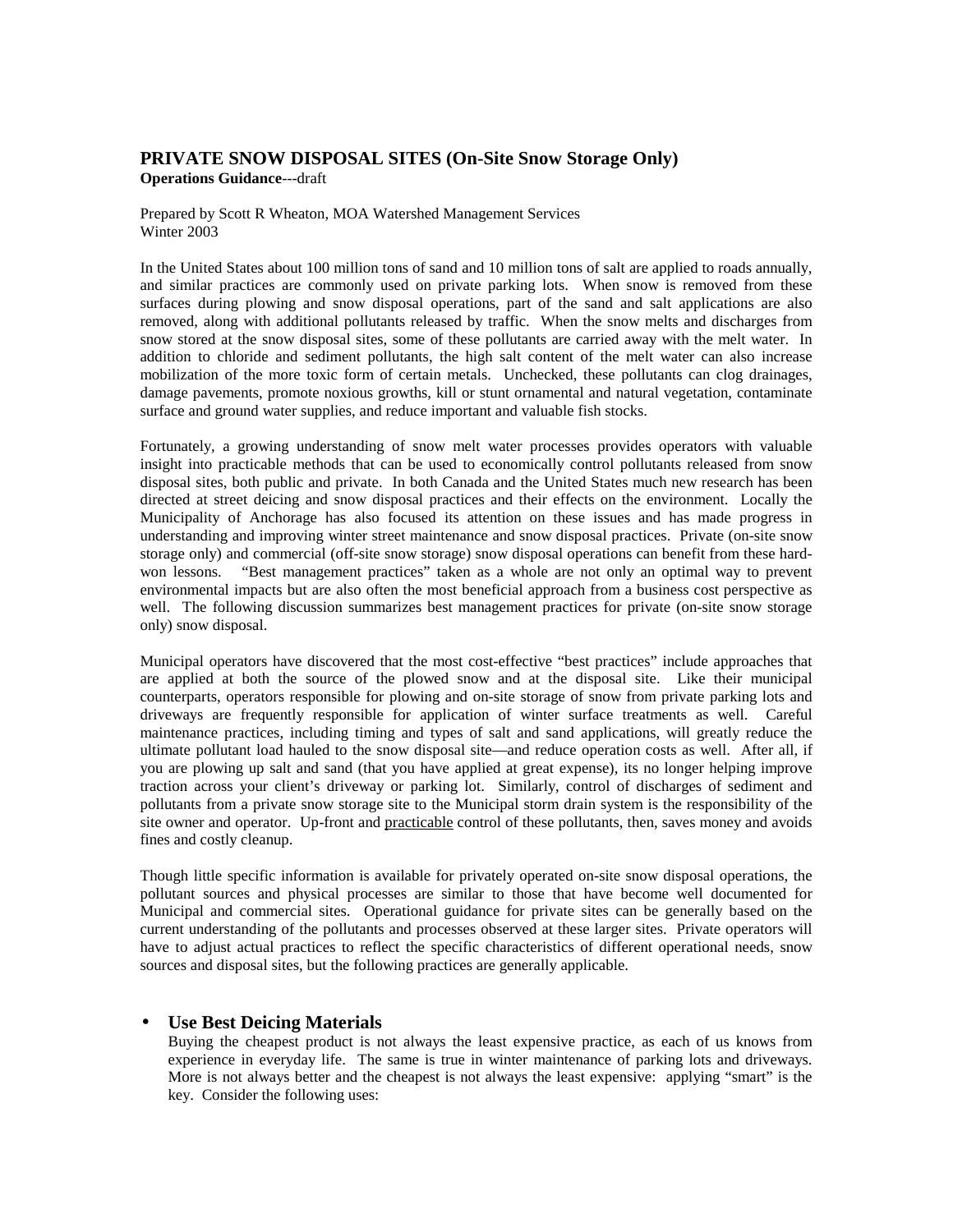# PRIVATE SNOW DISPOSAL SITES (On-Site Snow Storage Only)

**Operations Guidance**---draft

Prepared by Scott R Wheaton, MOA Watershed Management Services
Winter 2003

In the United States about 100 million tons of sand and 10 million tons of salt are applied to roads annually, and similar practices are commonly used on private parking lots. When snow is removed from these surfaces during plowing and snow disposal operations, part of the sand and salt applications are also removed, along with additional pollutants released by traffic. When the snow melts and discharges from snow stored at the snow disposal sites, some of these pollutants are carried away with the melt water. In addition to chloride and sediment pollutants, the high salt content of the melt water can also increase mobilization of the more toxic form of certain metals. Unchecked, these pollutants can clog drainages, damage pavements, promote noxious growths, kill or stunt ornamental and natural vegetation, contaminate surface and ground water supplies, and reduce important and valuable fish stocks.

Fortunately, a growing understanding of snow melt water processes provides operators with valuable insight into practicable methods that can be used to economically control pollutants released from snow disposal sites, both public and private. In both Canada and the United States much new research has been directed at street deicing and snow disposal practices and their effects on the environment. Locally the Municipality of Anchorage has also focused its attention on these issues and has made progress in understanding and improving winter street maintenance and snow disposal practices. Private (on-site snow storage only) and commercial (off-site snow storage) snow disposal operations can benefit from these hard-won lessons. "Best management practices" taken as a whole are not only an optimal way to prevent environmental impacts but are also often the most beneficial approach from a business cost perspective as well. The following discussion summarizes best management practices for private (on-site snow storage only) snow disposal.

Municipal operators have discovered that the most cost-effective "best practices" include approaches that are applied at both the source of the plowed snow and at the disposal site. Like their municipal counterparts, operators responsible for plowing and on-site storage of snow from private parking lots and driveways are frequently responsible for application of winter surface treatments as well. Careful maintenance practices, including timing and types of salt and sand applications, will greatly reduce the ultimate pollutant load hauled to the snow disposal site—and reduce operation costs as well. After all, if you are plowing up salt and sand (that you have applied at great expense), its no longer helping improve traction across your client's driveway or parking lot. Similarly, control of discharges of sediment and pollutants from a private snow storage site to the Municipal storm drain system is the responsibility of the site owner and operator. Up-front and practicable control of these pollutants, then, saves money and avoids fines and costly cleanup.

Though little specific information is available for privately operated on-site snow disposal operations, the pollutant sources and physical processes are similar to those that have become well documented for Municipal and commercial sites. Operational guidance for private sites can be generally based on the current understanding of the pollutants and processes observed at these larger sites. Private operators will have to adjust actual practices to reflect the specific characteristics of different operational needs, snow sources and disposal sites, but the following practices are generally applicable.

- **Use Best Deicing Materials**

  Buying the cheapest product is not always the least expensive practice, as each of us knows from experience in everyday life. The same is true in winter maintenance of parking lots and driveways. More is not always better and the cheapest is not always the least expensive: applying "smart" is the key. Consider the following uses: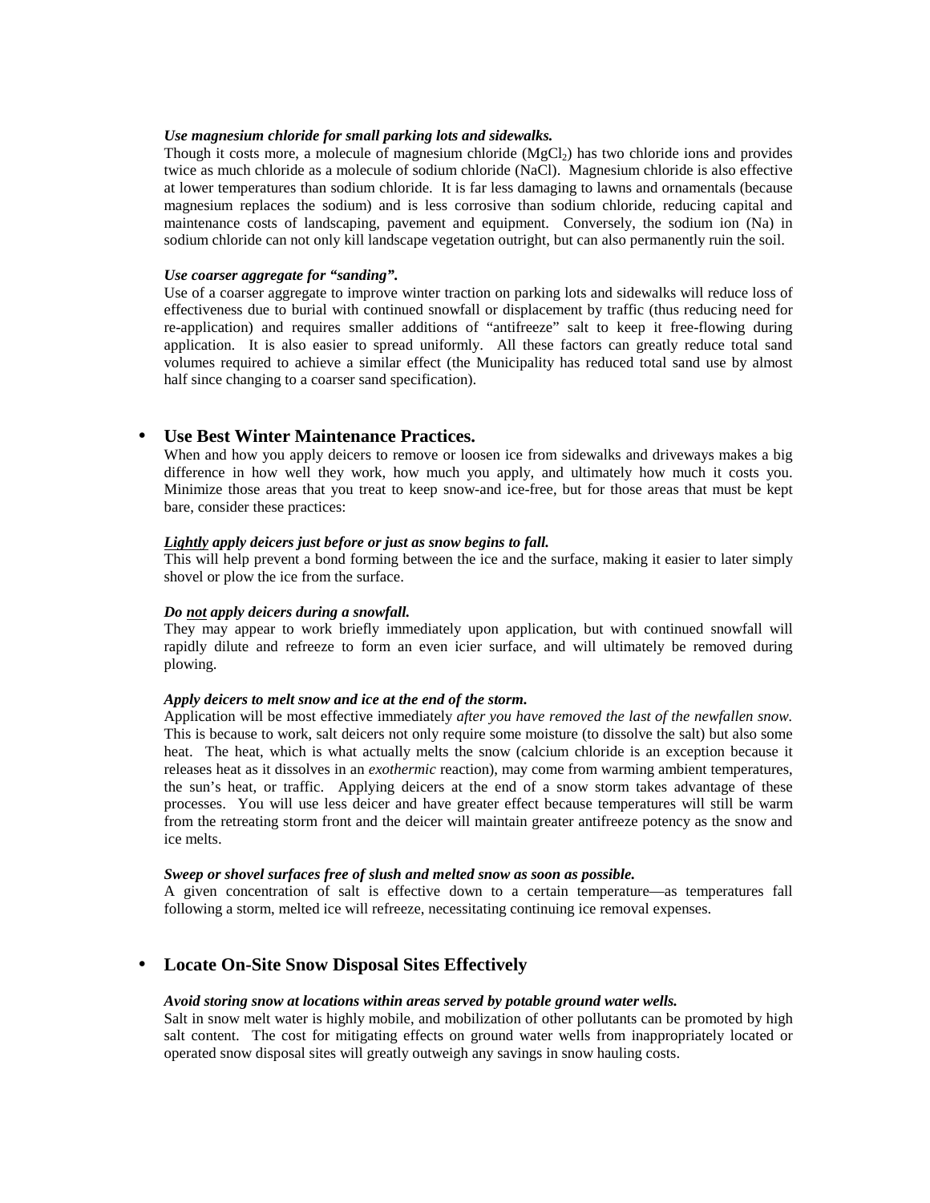*Use magnesium chloride for small parking lots and sidewalks.*

Though it costs more, a molecule of magnesium chloride ($MgCl_2$) has two chloride ions and provides twice as much chloride as a molecule of sodium chloride (NaCl). Magnesium chloride is also effective at lower temperatures than sodium chloride. It is far less damaging to lawns and ornamentals (because magnesium replaces the sodium) and is less corrosive than sodium chloride, reducing capital and maintenance costs of landscaping, pavement and equipment. Conversely, the sodium ion (Na) in sodium chloride can not only kill landscape vegetation outright, but can also permanently ruin the soil.

***Use coarser aggregate for "sanding".***

Use of a coarser aggregate to improve winter traction on parking lots and sidewalks will reduce loss of effectiveness due to burial with continued snowfall or displacement by traffic (thus reducing need for re-application) and requires smaller additions of "antifreeze" salt to keep it free-flowing during application. It is also easier to spread uniformly. All these factors can greatly reduce total sand volumes required to achieve a similar effect (the Municipality has reduced total sand use by almost half since changing to a coarser sand specification).

- **Use Best Winter Maintenance Practices.**

When and how you apply deicers to remove or loosen ice from sidewalks and driveways makes a big difference in how well they work, how much you apply, and ultimately how much it costs you. Minimize those areas that you treat to keep snow-and ice-free, but for those areas that must be kept bare, consider these practices:

***Lightly apply deicers just before or just as snow begins to fall.***

This will help prevent a bond forming between the ice and the surface, making it easier to later simply shovel or plow the ice from the surface.

***Do not apply deicers during a snowfall.***

They may appear to work briefly immediately upon application, but with continued snowfall will rapidly dilute and refreeze to form an even icier surface, and will ultimately be removed during plowing.

***Apply deicers to melt snow and ice at the end of the storm.***

Application will be most effective immediately *after you have removed the last of the newfallen snow.* This is because to work, salt deicers not only require some moisture (to dissolve the salt) but also some heat. The heat, which is what actually melts the snow (calcium chloride is an exception because it releases heat as it dissolves in an *exothermic* reaction), may come from warming ambient temperatures, the sun's heat, or traffic. Applying deicers at the end of a snow storm takes advantage of these processes. You will use less deicer and have greater effect because temperatures will still be warm from the retreating storm front and the deicer will maintain greater antifreeze potency as the snow and ice melts.

***Sweep or shovel surfaces free of slush and melted snow as soon as possible.***

A given concentration of salt is effective down to a certain temperature—as temperatures fall following a storm, melted ice will refreeze, necessitating continuing ice removal expenses.

- **Locate On-Site Snow Disposal Sites Effectively**

***Avoid storing snow at locations within areas served by potable ground water wells.***

Salt in snow melt water is highly mobile, and mobilization of other pollutants can be promoted by high salt content. The cost for mitigating effects on ground water wells from inappropriately located or operated snow disposal sites will greatly outweigh any savings in snow hauling costs.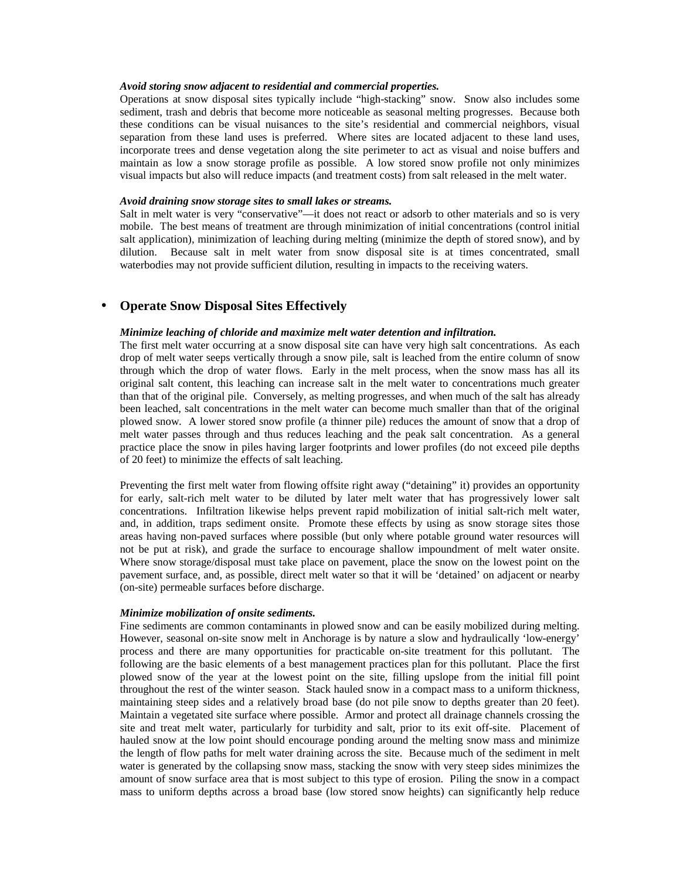***Avoid storing snow adjacent to residential and commercial properties.***

Operations at snow disposal sites typically include "high-stacking" snow. Snow also includes some sediment, trash and debris that become more noticeable as seasonal melting progresses. Because both these conditions can be visual nuisances to the site's residential and commercial neighbors, visual separation from these land uses is preferred. Where sites are located adjacent to these land uses, incorporate trees and dense vegetation along the site perimeter to act as visual and noise buffers and maintain as low a snow storage profile as possible. A low stored snow profile not only minimizes visual impacts but also will reduce impacts (and treatment costs) from salt released in the melt water.

***Avoid draining snow storage sites to small lakes or streams.***

Salt in melt water is very "conservative"—it does not react or adsorb to other materials and so is very mobile. The best means of treatment are through minimization of initial concentrations (control initial salt application), minimization of leaching during melting (minimize the depth of stored snow), and by dilution. Because salt in melt water from snow disposal site is at times concentrated, small waterbodies may not provide sufficient dilution, resulting in impacts to the receiving waters.

- **Operate Snow Disposal Sites Effectively**

***Minimize leaching of chloride and maximize melt water detention and infiltration.***

The first melt water occurring at a snow disposal site can have very high salt concentrations. As each drop of melt water seeps vertically through a snow pile, salt is leached from the entire column of snow through which the drop of water flows. Early in the melt process, when the snow mass has all its original salt content, this leaching can increase salt in the melt water to concentrations much greater than that of the original pile. Conversely, as melting progresses, and when much of the salt has already been leached, salt concentrations in the melt water can become much smaller than that of the original plowed snow. A lower stored snow profile (a thinner pile) reduces the amount of snow that a drop of melt water passes through and thus reduces leaching and the peak salt concentration. As a general practice place the snow in piles having larger footprints and lower profiles (do not exceed pile depths of 20 feet) to minimize the effects of salt leaching.

Preventing the first melt water from flowing offsite right away ("detaining" it) provides an opportunity for early, salt-rich melt water to be diluted by later melt water that has progressively lower salt concentrations. Infiltration likewise helps prevent rapid mobilization of initial salt-rich melt water, and, in addition, traps sediment onsite. Promote these effects by using as snow storage sites those areas having non-paved surfaces where possible (but only where potable ground water resources will not be put at risk), and grade the surface to encourage shallow impoundment of melt water onsite. Where snow storage/disposal must take place on pavement, place the snow on the lowest point on the pavement surface, and, as possible, direct melt water so that it will be 'detained' on adjacent or nearby (on-site) permeable surfaces before discharge.

***Minimize mobilization of onsite sediments.***

Fine sediments are common contaminants in plowed snow and can be easily mobilized during melting. However, seasonal on-site snow melt in Anchorage is by nature a slow and hydraulically 'low-energy' process and there are many opportunities for practicable on-site treatment for this pollutant. The following are the basic elements of a best management practices plan for this pollutant. Place the first plowed snow of the year at the lowest point on the site, filling upslope from the initial fill point throughout the rest of the winter season. Stack hauled snow in a compact mass to a uniform thickness, maintaining steep sides and a relatively broad base (do not pile snow to depths greater than 20 feet). Maintain a vegetated site surface where possible. Armor and protect all drainage channels crossing the site and treat melt water, particularly for turbidity and salt, prior to its exit off-site. Placement of hauled snow at the low point should encourage ponding around the melting snow mass and minimize the length of flow paths for melt water draining across the site. Because much of the sediment in melt water is generated by the collapsing snow mass, stacking the snow with very steep sides minimizes the amount of snow surface area that is most subject to this type of erosion. Piling the snow in a compact mass to uniform depths across a broad base (low stored snow heights) can significantly help reduce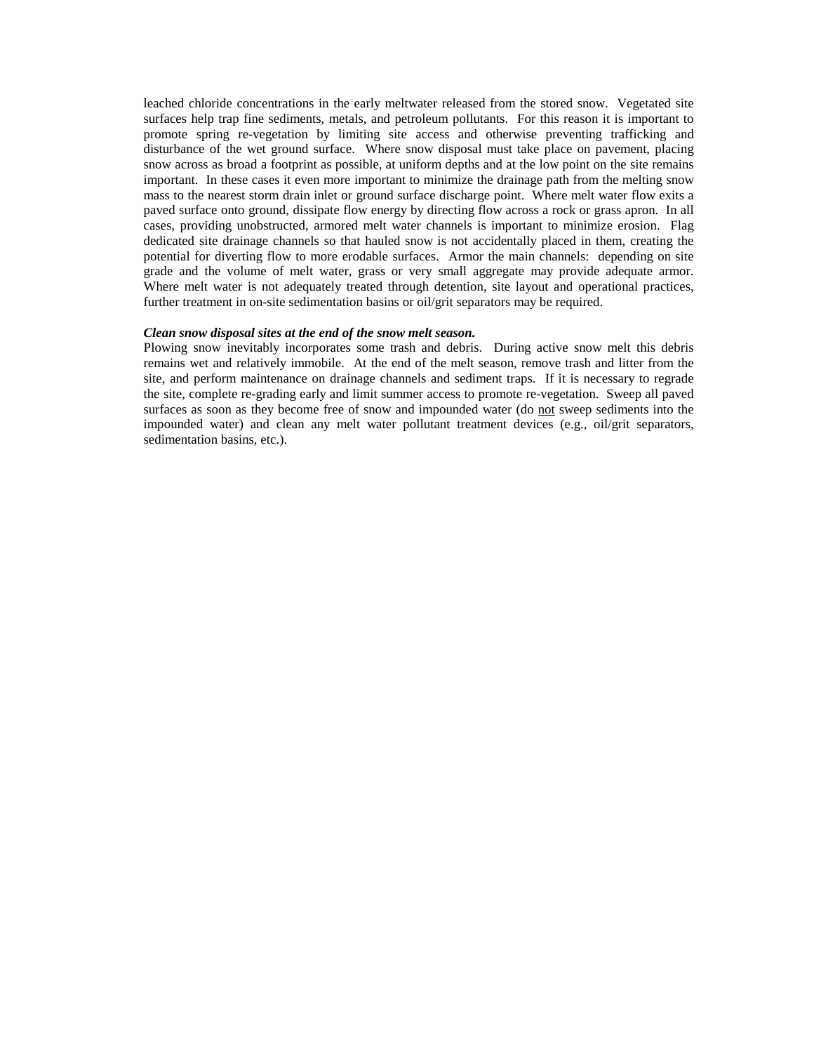leached chloride concentrations in the early meltwater released from the stored snow. Vegetated site surfaces help trap fine sediments, metals, and petroleum pollutants. For this reason it is important to promote spring re-vegetation by limiting site access and otherwise preventing trafficking and disturbance of the wet ground surface. Where snow disposal must take place on pavement, placing snow across as broad a footprint as possible, at uniform depths and at the low point on the site remains important. In these cases it even more important to minimize the drainage path from the melting snow mass to the nearest storm drain inlet or ground surface discharge point. Where melt water flow exits a paved surface onto ground, dissipate flow energy by directing flow across a rock or grass apron. In all cases, providing unobstructed, armored melt water channels is important to minimize erosion. Flag dedicated site drainage channels so that hauled snow is not accidentally placed in them, creating the potential for diverting flow to more erodable surfaces. Armor the main channels: depending on site grade and the volume of melt water, grass or very small aggregate may provide adequate armor. Where melt water is not adequately treated through detention, site layout and operational practices, further treatment in on-site sedimentation basins or oil/grit separators may be required.

***Clean snow disposal sites at the end of the snow melt season.***

Plowing snow inevitably incorporates some trash and debris. During active snow melt this debris remains wet and relatively immobile. At the end of the melt season, remove trash and litter from the site, and perform maintenance on drainage channels and sediment traps. If it is necessary to regrade the site, complete re-grading early and limit summer access to promote re-vegetation. Sweep all paved surfaces as soon as they become free of snow and impounded water (do <u>not</u> sweep sediments into the impounded water) and clean any melt water pollutant treatment devices (e.g., oil/grit separators, sedimentation basins, etc.).